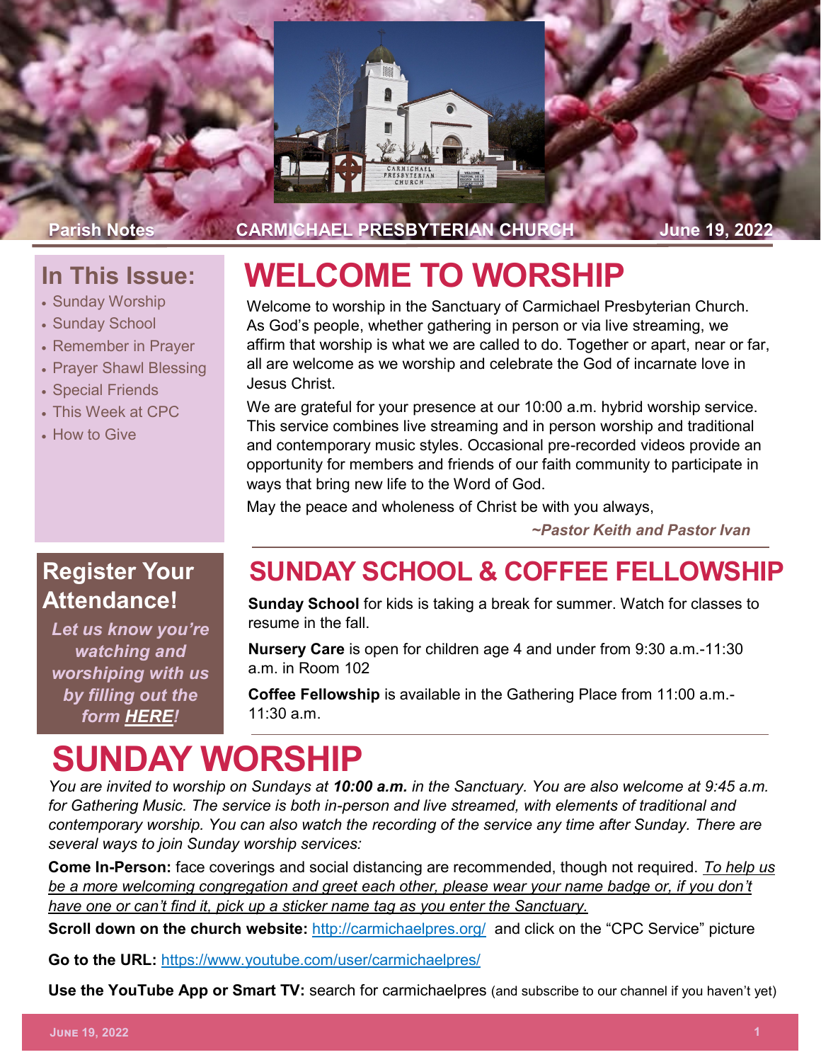Parish Notes — CARMICHAEL PRESBYTERIAN CHURCH — June 19, 2022

## In This Issue:

- Sunday Worship
- Sunday School
- Remember in Prayer
- Prayer Shawl Blessing
- Special Friends
- This Week at CPC
- How to Give

## Register Your Attendance!

*Let us know you're watching and worshiping with us by filling out the form **HERE**!*

# WELCOME TO WORSHIP

Welcome to worship in the Sanctuary of Carmichael Presbyterian Church. As God's people, whether gathering in person or via live streaming, we affirm that worship is what we are called to do. Together or apart, near or far, all are welcome as we worship and celebrate the God of incarnate love in Jesus Christ.

We are grateful for your presence at our 10:00 a.m. hybrid worship service. This service combines live streaming and in person worship and traditional and contemporary music styles. Occasional pre-recorded videos provide an opportunity for members and friends of our faith community to participate in ways that bring new life to the Word of God.

May the peace and wholeness of Christ be with you always,

***~Pastor Keith and Pastor Ivan***

# SUNDAY SCHOOL & COFFEE FELLOWSHIP

**Sunday School** for kids is taking a break for summer. Watch for classes to resume in the fall.

**Nursery Care** is open for children age 4 and under from 9:30 a.m.-11:30 a.m. in Room 102

**Coffee Fellowship** is available in the Gathering Place from 11:00 a.m.-11:30 a.m.

# SUNDAY WORSHIP

*You are invited to worship on Sundays at **10:00 a.m.** in the Sanctuary. You are also welcome at 9:45 a.m. for Gathering Music. The service is both in-person and live streamed, with elements of traditional and contemporary worship. You can also watch the recording of the service any time after Sunday. There are several ways to join Sunday worship services:*

**Come In-Person:** face coverings and social distancing are recommended, though not required. *To help us be a more welcoming congregation and greet each other, please wear your name badge or, if you don't have one or can't find it, pick up a sticker name tag as you enter the Sanctuary.*

**Scroll down on the church website:** http://carmichaelpres.org/ and click on the "CPC Service" picture

**Go to the URL:** https://www.youtube.com/user/carmichaelpres/

**Use the YouTube App or Smart TV:** search for carmichaelpres (and subscribe to our channel if you haven't yet)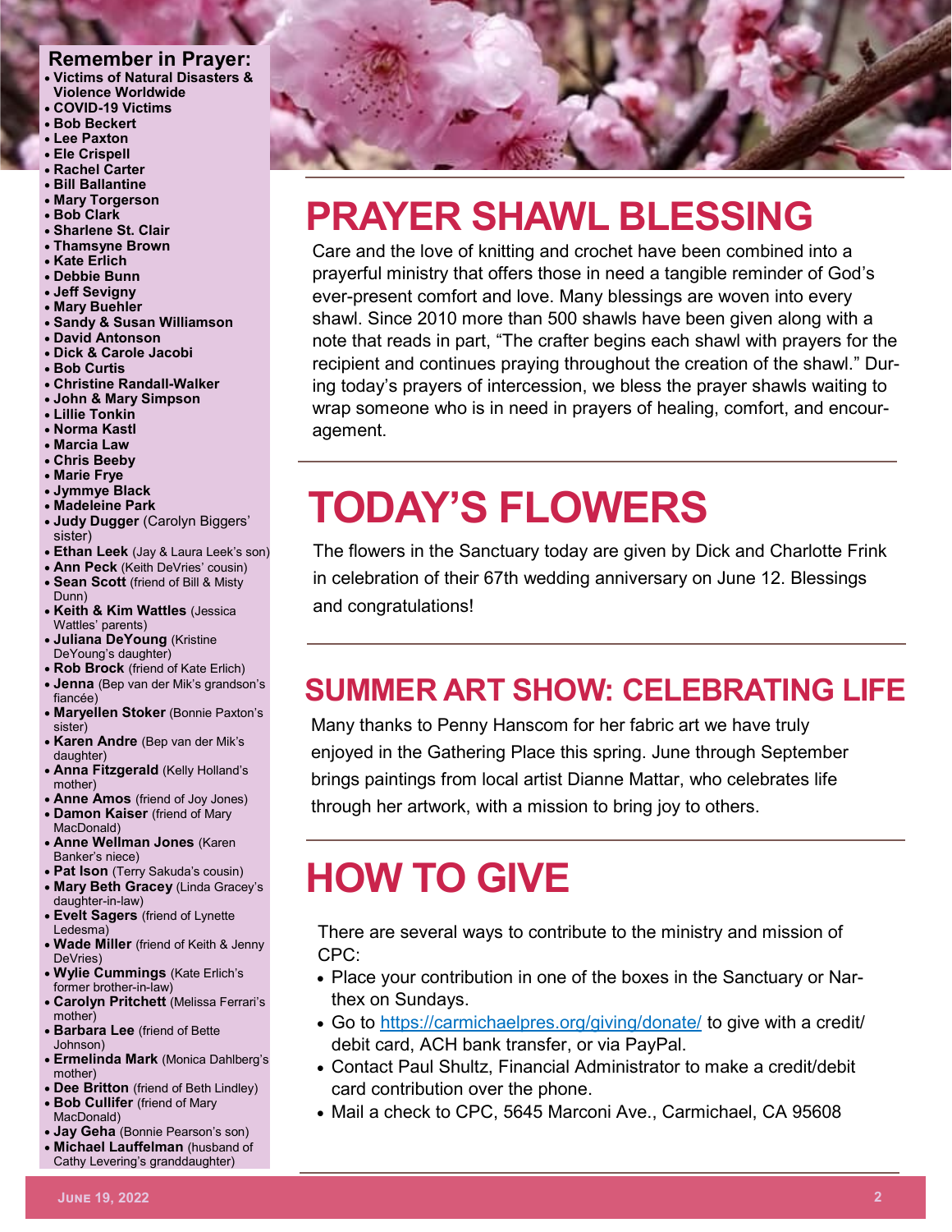## Remember in Prayer:

- **Victims of Natural Disasters & Violence Worldwide**
- **COVID-19 Victims**
- **Bob Beckert**
- **Lee Paxton**
- **Ele Crispell**
- **Rachel Carter**
- **Bill Ballantine**
- **Mary Torgerson**
- **Bob Clark**
- **Sharlene St. Clair**
- **Thamsyne Brown**
- **Kate Erlich**
- **Debbie Bunn**
- **Jeff Sevigny**
- **Mary Buehler**
- **Sandy & Susan Williamson**
- **David Antonson**
- **Dick & Carole Jacobi**
- **Bob Curtis**
- **Christine Randall-Walker**
- **John & Mary Simpson**
- **Lillie Tonkin**
- **Norma Kastl**
- **Marcia Law**
- **Chris Beeby**
- **Marie Frye**
- **Jymmye Black**
- **Madeleine Park**
- **Judy Dugger** (Carolyn Biggers' sister)
- **Ethan Leek** (Jay & Laura Leek's son)
- **Ann Peck** (Keith DeVries' cousin)
- **Sean Scott** (friend of Bill & Misty Dunn)
- **Keith & Kim Wattles** (Jessica Wattles' parents)
- **Juliana DeYoung** (Kristine DeYoung's daughter)
- **Rob Brock** (friend of Kate Erlich)
- **Jenna** (Bep van der Mik's grandson's fiancée)
- **Maryellen Stoker** (Bonnie Paxton's sister)
- **Karen Andre** (Bep van der Mik's daughter)
- **Anna Fitzgerald** (Kelly Holland's mother)
- **Anne Amos** (friend of Joy Jones)
- **Damon Kaiser** (friend of Mary MacDonald)
- **Anne Wellman Jones** (Karen Banker's niece)
- **Pat Ison** (Terry Sakuda's cousin)
- **Mary Beth Gracey** (Linda Gracey's daughter-in-law)
- **Evelt Sagers** (friend of Lynette Ledesma)
- **Wade Miller** (friend of Keith & Jenny DeVries)
- **Wylie Cummings** (Kate Erlich's former brother-in-law)
- **Carolyn Pritchett** (Melissa Ferrari's mother)
- **Barbara Lee** (friend of Bette Johnson)
- **Ermelinda Mark** (Monica Dahlberg's mother)
- **Dee Britton** (friend of Beth Lindley)
- **Bob Cullifer** (friend of Mary MacDonald)
- **Jay Geha** (Bonnie Pearson's son)
- **Michael Lauffelman** (husband of Cathy Levering's granddaughter)

# PRAYER SHAWL BLESSING

Care and the love of knitting and crochet have been combined into a prayerful ministry that offers those in need a tangible reminder of God's ever-present comfort and love. Many blessings are woven into every shawl. Since 2010 more than 500 shawls have been given along with a note that reads in part, "The crafter begins each shawl with prayers for the recipient and continues praying throughout the creation of the shawl." During today's prayers of intercession, we bless the prayer shawls waiting to wrap someone who is in need in prayers of healing, comfort, and encouragement.

# TODAY'S FLOWERS

The flowers in the Sanctuary today are given by Dick and Charlotte Frink in celebration of their 67th wedding anniversary on June 12. Blessings and congratulations!

## SUMMER ART SHOW: CELEBRATING LIFE

Many thanks to Penny Hanscom for her fabric art we have truly enjoyed in the Gathering Place this spring. June through September brings paintings from local artist Dianne Mattar, who celebrates life through her artwork, with a mission to bring joy to others.

# HOW TO GIVE

There are several ways to contribute to the ministry and mission of CPC:

- Place your contribution in one of the boxes in the Sanctuary or Narthex on Sundays.
- Go to https://carmichaelpres.org/giving/donate/ to give with a credit/debit card, ACH bank transfer, or via PayPal.
- Contact Paul Shultz, Financial Administrator to make a credit/debit card contribution over the phone.
- Mail a check to CPC, 5645 Marconi Ave., Carmichael, CA 95608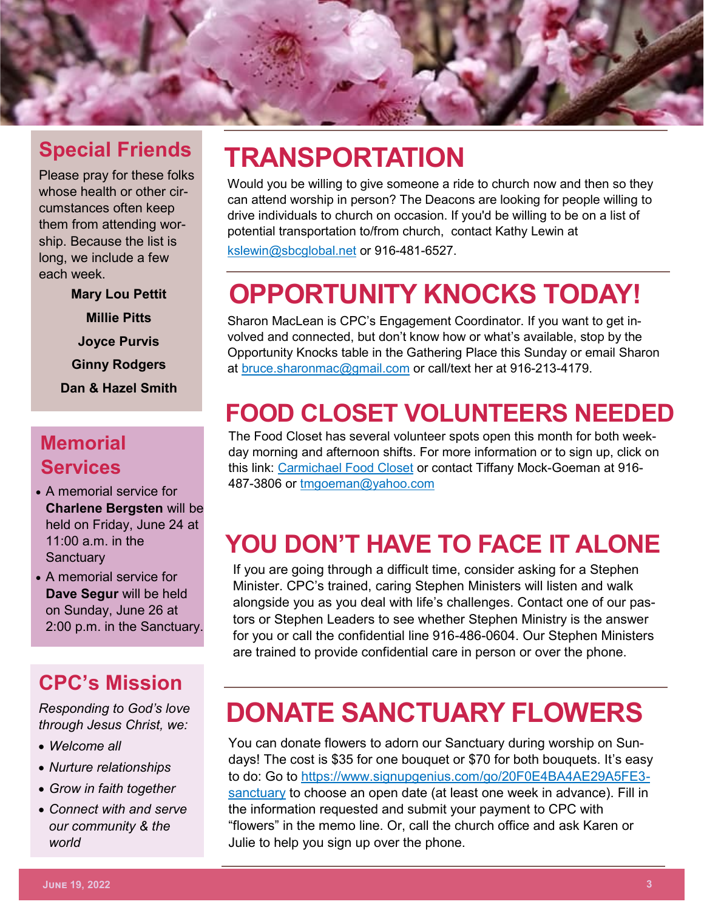## Special Friends

Please pray for these folks whose health or other circumstances often keep them from attending worship. Because the list is long, we include a few each week.

**Mary Lou Pettit**

**Millie Pitts**

**Joyce Purvis**

**Ginny Rodgers**

**Dan & Hazel Smith**

## Memorial Services

- A memorial service for **Charlene Bergsten** will be held on Friday, June 24 at 11:00 a.m. in the Sanctuary
- A memorial service for **Dave Segur** will be held on Sunday, June 26 at 2:00 p.m. in the Sanctuary.

## CPC's Mission

*Responding to God's love through Jesus Christ, we:*

- *Welcome all*
- *Nurture relationships*
- *Grow in faith together*
- *Connect with and serve our community & the world*

# TRANSPORTATION

Would you be willing to give someone a ride to church now and then so they can attend worship in person? The Deacons are looking for people willing to drive individuals to church on occasion. If you'd be willing to be on a list of potential transportation to/from church, contact Kathy Lewin at kslewin@sbcglobal.net or 916-481-6527.

# OPPORTUNITY KNOCKS TODAY!

Sharon MacLean is CPC's Engagement Coordinator. If you want to get involved and connected, but don't know how or what's available, stop by the Opportunity Knocks table in the Gathering Place this Sunday or email Sharon at bruce.sharonmac@gmail.com or call/text her at 916-213-4179.

# FOOD CLOSET VOLUNTEERS NEEDED

The Food Closet has several volunteer spots open this month for both weekday morning and afternoon shifts. For more information or to sign up, click on this link: Carmichael Food Closet or contact Tiffany Mock-Goeman at 916-487-3806 or tmgoeman@yahoo.com

# YOU DON'T HAVE TO FACE IT ALONE

If you are going through a difficult time, consider asking for a Stephen Minister. CPC's trained, caring Stephen Ministers will listen and walk alongside you as you deal with life's challenges. Contact one of our pastors or Stephen Leaders to see whether Stephen Ministry is the answer for you or call the confidential line 916-486-0604. Our Stephen Ministers are trained to provide confidential care in person or over the phone.

# DONATE SANCTUARY FLOWERS

You can donate flowers to adorn our Sanctuary during worship on Sundays! The cost is $35 for one bouquet or $70 for both bouquets. It's easy to do: Go to https://www.signupgenius.com/go/20F0E4BA4AE29A5FE3-sanctuary to choose an open date (at least one week in advance). Fill in the information requested and submit your payment to CPC with "flowers" in the memo line. Or, call the church office and ask Karen or Julie to help you sign up over the phone.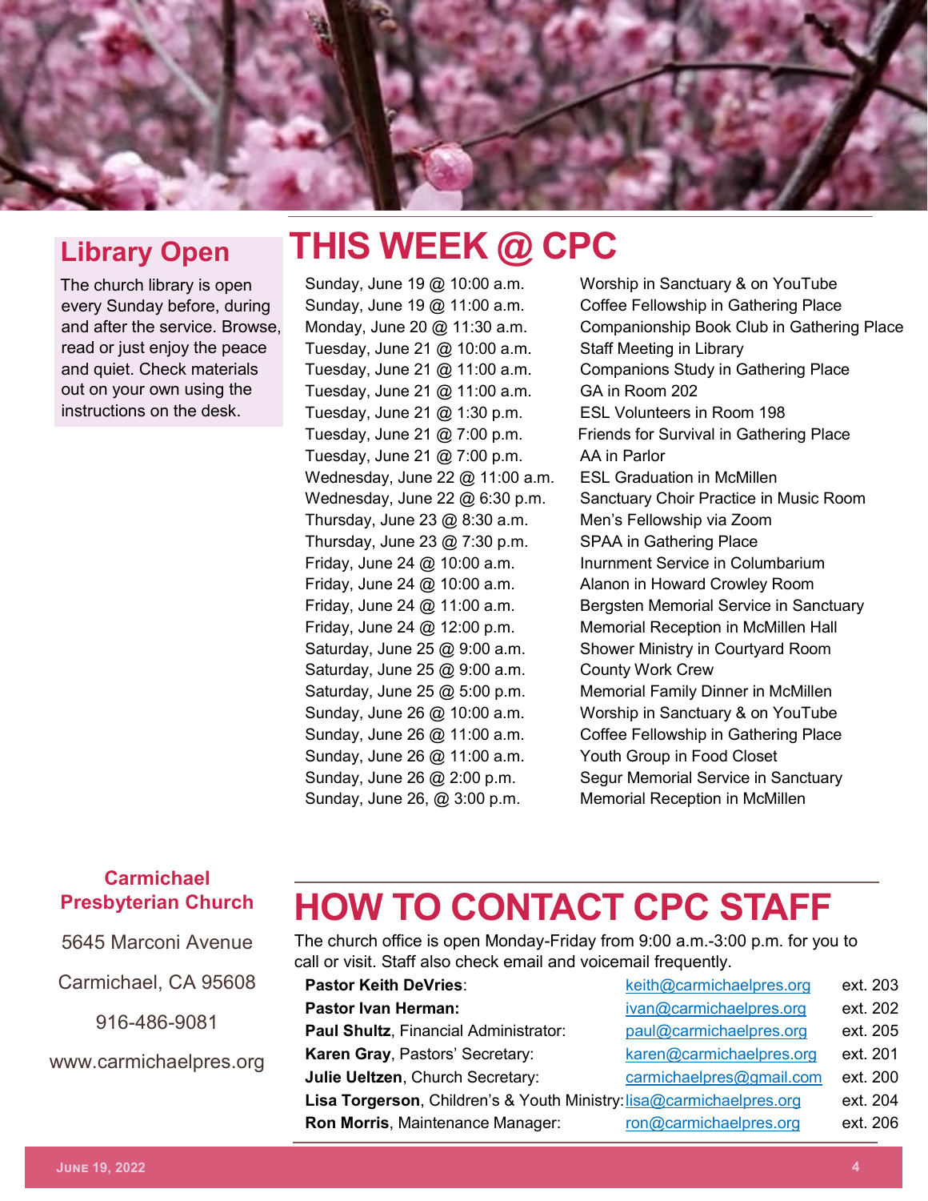## Library Open

The church library is open every Sunday before, during and after the service. Browse, read or just enjoy the peace and quiet. Check materials out on your own using the instructions on the desk.

# THIS WEEK @ CPC

| | |
|---|---|
| Sunday, June 19 @ 10:00 a.m. | Worship in Sanctuary & on YouTube |
| Sunday, June 19 @ 11:00 a.m. | Coffee Fellowship in Gathering Place |
| Monday, June 20 @ 11:30 a.m. | Companionship Book Club in Gathering Place |
| Tuesday, June 21 @ 10:00 a.m. | Staff Meeting in Library |
| Tuesday, June 21 @ 11:00 a.m. | Companions Study in Gathering Place |
| Tuesday, June 21 @ 11:00 a.m. | GA in Room 202 |
| Tuesday, June 21 @ 1:30 p.m. | ESL Volunteers in Room 198 |
| Tuesday, June 21 @ 7:00 p.m. | Friends for Survival in Gathering Place |
| Tuesday, June 21 @ 7:00 p.m. | AA in Parlor |
| Wednesday, June 22 @ 11:00 a.m. | ESL Graduation in McMillen |
| Wednesday, June 22 @ 6:30 p.m. | Sanctuary Choir Practice in Music Room |
| Thursday, June 23 @ 8:30 a.m. | Men's Fellowship via Zoom |
| Thursday, June 23 @ 7:30 p.m. | SPAA in Gathering Place |
| Friday, June 24 @ 10:00 a.m. | Inurnment Service in Columbarium |
| Friday, June 24 @ 10:00 a.m. | Alanon in Howard Crowley Room |
| Friday, June 24 @ 11:00 a.m. | Bergsten Memorial Service in Sanctuary |
| Friday, June 24 @ 12:00 p.m. | Memorial Reception in McMillen Hall |
| Saturday, June 25 @ 9:00 a.m. | Shower Ministry in Courtyard Room |
| Saturday, June 25 @ 9:00 a.m. | County Work Crew |
| Saturday, June 25 @ 5:00 p.m. | Memorial Family Dinner in McMillen |
| Sunday, June 26 @ 10:00 a.m. | Worship in Sanctuary & on YouTube |
| Sunday, June 26 @ 11:00 a.m. | Coffee Fellowship in Gathering Place |
| Sunday, June 26 @ 11:00 a.m. | Youth Group in Food Closet |
| Sunday, June 26 @ 2:00 p.m. | Segur Memorial Service in Sanctuary |
| Sunday, June 26, @ 3:00 p.m. | Memorial Reception in McMillen |

**Carmichael Presbyterian Church**

5645 Marconi Avenue

Carmichael, CA 95608

916-486-9081

www.carmichaelpres.org

# HOW TO CONTACT CPC STAFF

The church office is open Monday-Friday from 9:00 a.m.-3:00 p.m. for you to call or visit. Staff also check email and voicemail frequently.

| | | |
|---|---|---|
| **Pastor Keith DeVries**: | keith@carmichaelpres.org | ext. 203 |
| **Pastor Ivan Herman:** | ivan@carmichaelpres.org | ext. 202 |
| **Paul Shultz**, Financial Administrator: | paul@carmichaelpres.org | ext. 205 |
| **Karen Gray**, Pastors' Secretary: | karen@carmichaelpres.org | ext. 201 |
| **Julie Ueltzen**, Church Secretary: | carmichaelpres@gmail.com | ext. 200 |
| **Lisa Torgerson**, Children's & Youth Ministry: | lisa@carmichaelpres.org | ext. 204 |
| **Ron Morris**, Maintenance Manager: | ron@carmichaelpres.org | ext. 206 |